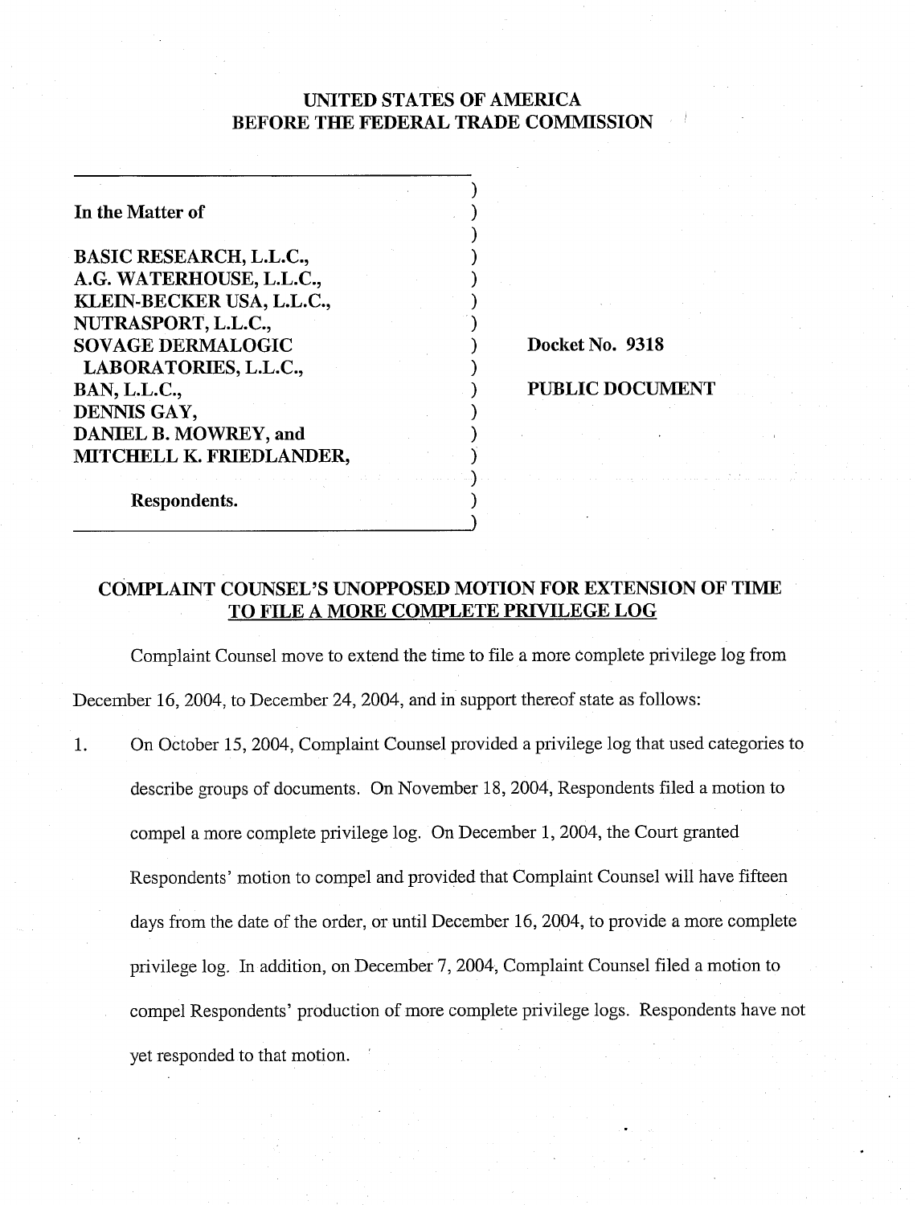**UNITED STATES OF AMERICA**
**BEFORE THE FEDERAL TRADE COMMISSION**

| | |
|---|---|
| **In the Matter of**<br><br>**BASIC RESEARCH, L.L.C.,**<br>**A.G. WATERHOUSE, L.L.C.,**<br>**KLEIN-BECKER USA, L.L.C.,**<br>**NUTRASPORT, L.L.C.,**<br>**SOVAGE DERMALOGIC LABORATORIES, L.L.C.,**<br>**BAN, L.L.C.,**<br>**DENNIS GAY,**<br>**DANIEL B. MOWREY, and**<br>**MITCHELL K. FRIEDLANDER,**<br><br>**Respondents.** | **Docket No. 9318**<br><br>**PUBLIC DOCUMENT** |

**COMPLAINT COUNSEL'S UNOPPOSED MOTION FOR EXTENSION OF TIME TO FILE A MORE COMPLETE PRIVILEGE LOG**

Complaint Counsel move to extend the time to file a more complete privilege log from December 16, 2004, to December 24, 2004, and in support thereof state as follows:

1. On October 15, 2004, Complaint Counsel provided a privilege log that used categories to describe groups of documents. On November 18, 2004, Respondents filed a motion to compel a more complete privilege log. On December 1, 2004, the Court granted Respondents' motion to compel and provided that Complaint Counsel will have fifteen days from the date of the order, or until December 16, 2004, to provide a more complete privilege log. In addition, on December 7, 2004, Complaint Counsel filed a motion to compel Respondents' production of more complete privilege logs. Respondents have not yet responded to that motion.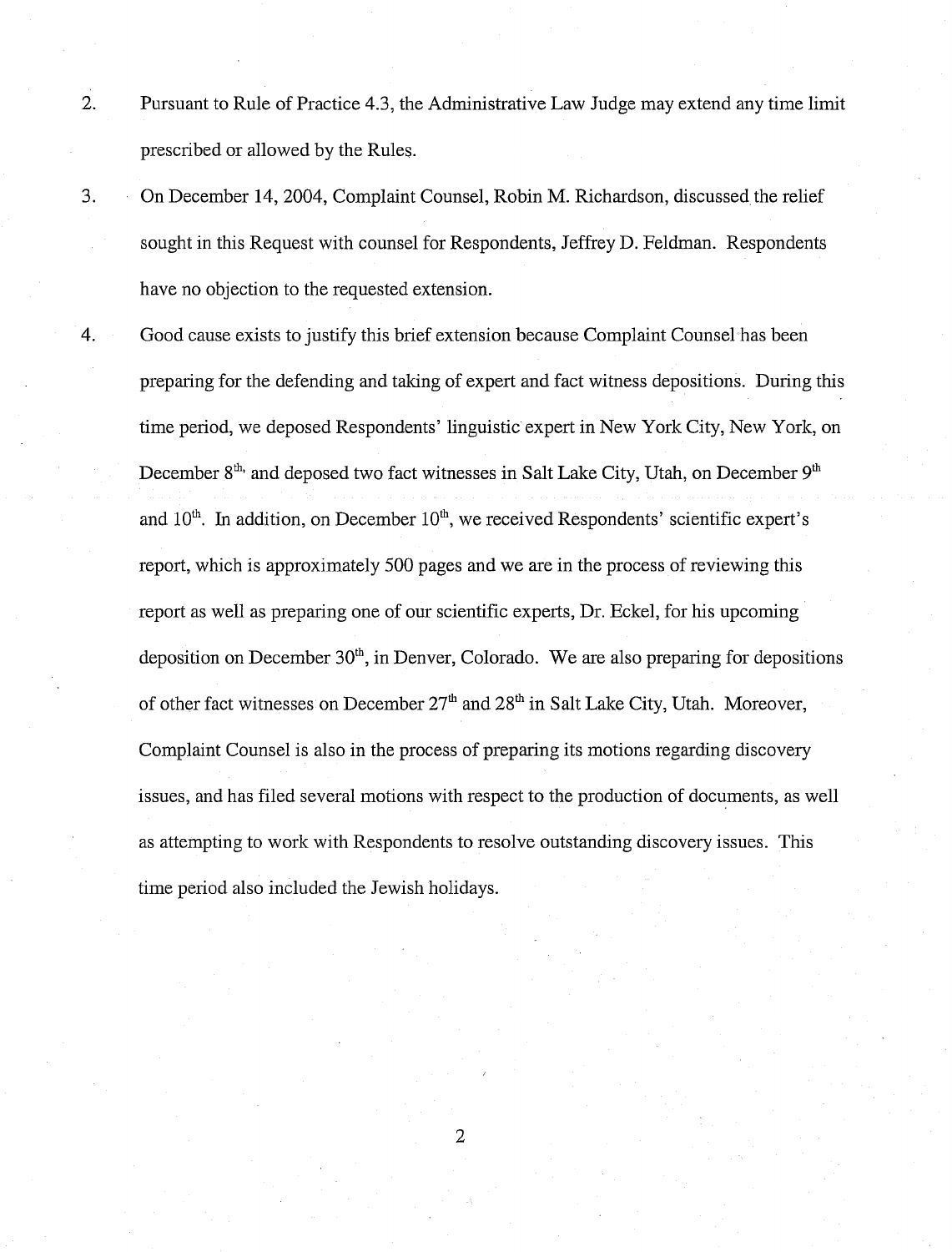2. Pursuant to Rule of Practice 4.3, the Administrative Law Judge may extend any time limit prescribed or allowed by the Rules.

3. On December 14, 2004, Complaint Counsel, Robin M. Richardson, discussed the relief sought in this Request with counsel for Respondents, Jeffrey D. Feldman. Respondents have no objection to the requested extension.

4. Good cause exists to justify this brief extension because Complaint Counsel has been preparing for the defending and taking of expert and fact witness depositions. During this time period, we deposed Respondents' linguistic expert in New York City, New York, on December 8th, and deposed two fact witnesses in Salt Lake City, Utah, on December 9th and 10th. In addition, on December 10th, we received Respondents' scientific expert's report, which is approximately 500 pages and we are in the process of reviewing this report as well as preparing one of our scientific experts, Dr. Eckel, for his upcoming deposition on December 30th, in Denver, Colorado. We are also preparing for depositions of other fact witnesses on December 27th and 28th in Salt Lake City, Utah. Moreover, Complaint Counsel is also in the process of preparing its motions regarding discovery issues, and has filed several motions with respect to the production of documents, as well as attempting to work with Respondents to resolve outstanding discovery issues. This time period also included the Jewish holidays.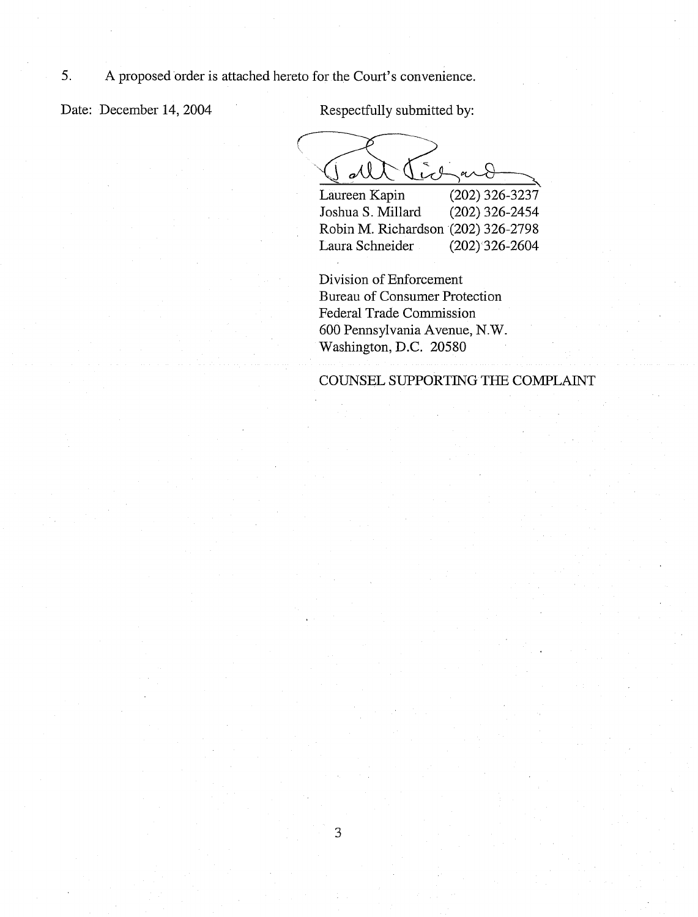5. A proposed order is attached hereto for the Court's convenience.

Date: December 14, 2004

Respectfully submitted by:

Laureen Kapin (202) 326-3237
Joshua S. Millard (202) 326-2454
Robin M. Richardson (202) 326-2798
Laura Schneider (202) 326-2604

Division of Enforcement
Bureau of Consumer Protection
Federal Trade Commission
600 Pennsylvania Avenue, N.W.
Washington, D.C. 20580

COUNSEL SUPPORTING THE COMPLAINT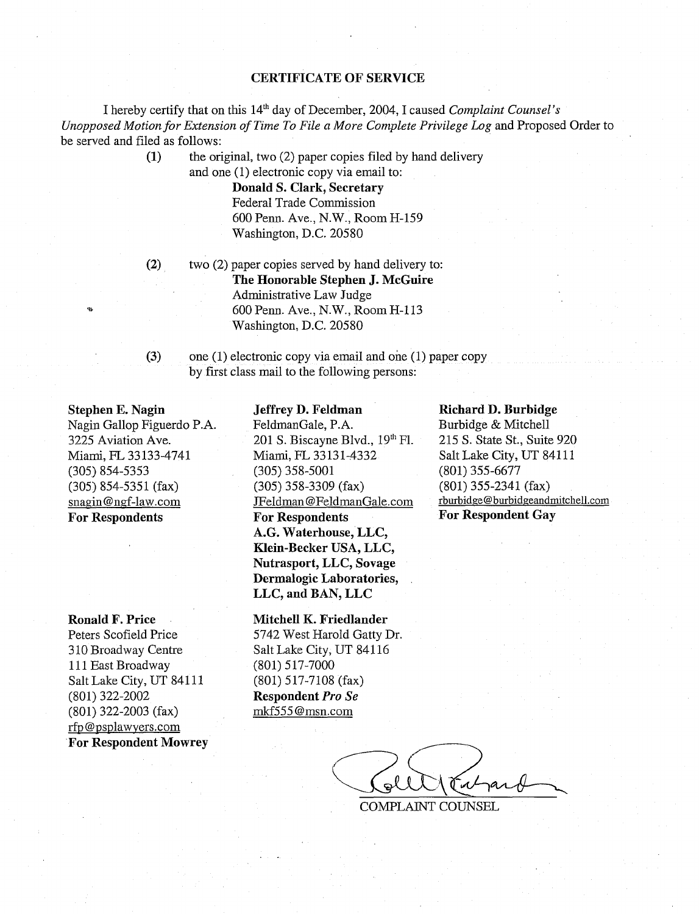## CERTIFICATE OF SERVICE

I hereby certify that on this 14th day of December, 2004, I caused *Complaint Counsel's Unopposed Motion for Extension of Time To File a More Complete Privilege Log* and Proposed Order to be served and filed as follows:

(1) the original, two (2) paper copies filed by hand delivery and one (1) electronic copy via email to:

**Donald S. Clark, Secretary**
Federal Trade Commission
600 Penn. Ave., N.W., Room H-159
Washington, D.C. 20580

(2) two (2) paper copies served by hand delivery to:

**The Honorable Stephen J. McGuire**
Administrative Law Judge
600 Penn. Ave., N.W., Room H-113
Washington, D.C. 20580

(3) one (1) electronic copy via email and one (1) paper copy by first class mail to the following persons:

**Stephen E. Nagin**
Nagin Gallop Figuerdo P.A.
3225 Aviation Ave.
Miami, FL 33133-4741
(305) 854-5353
(305) 854-5351 (fax)
snagin@ngf-law.com
**For Respondents**

**Jeffrey D. Feldman**
FeldmanGale, P.A.
201 S. Biscayne Blvd., 19th Fl.
Miami, FL 33131-4332
(305) 358-5001
(305) 358-3309 (fax)
JFeldman@FeldmanGale.com
**For Respondents A.G. Waterhouse, LLC, Klein-Becker USA, LLC, Nutrasport, LLC, Sovage Dermalogic Laboratories, LLC, and BAN, LLC**

**Richard D. Burbidge**
Burbidge & Mitchell
215 S. State St., Suite 920
Salt Lake City, UT 84111
(801) 355-6677
(801) 355-2341 (fax)
rburbidge@burbidgeandmitchell.com
**For Respondent Gay**

**Ronald F. Price**
Peters Scofield Price
310 Broadway Centre
111 East Broadway
Salt Lake City, UT 84111
(801) 322-2002
(801) 322-2003 (fax)
rfp@psplawyers.com
**For Respondent Mowrey**

**Mitchell K. Friedlander**
5742 West Harold Gatty Dr.
Salt Lake City, UT 84116
(801) 517-7000
(801) 517-7108 (fax)
**Respondent *Pro Se***
mkf555@msn.com

COMPLAINT COUNSEL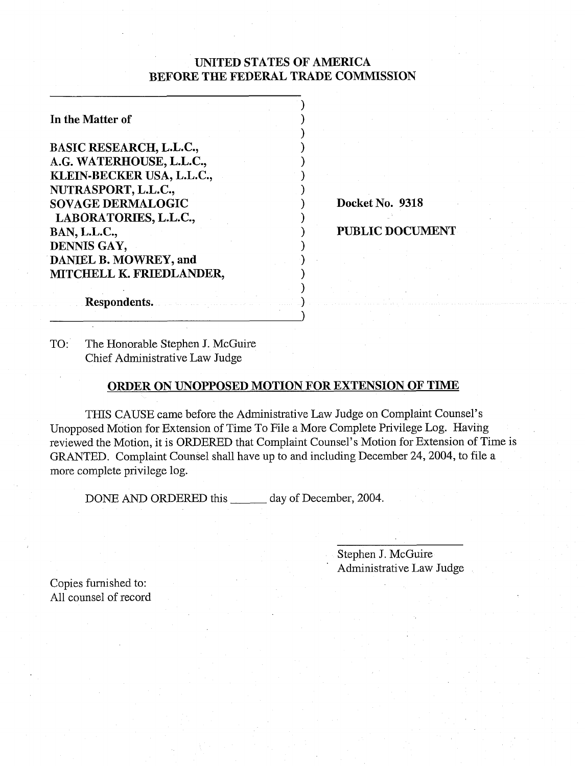# UNITED STATES OF AMERICA
# BEFORE THE FEDERAL TRADE COMMISSION

| | |
|---|---|
| **In the Matter of** | |
| **BASIC RESEARCH, L.L.C.,** | |
| **A.G. WATERHOUSE, L.L.C.,** | |
| **KLEIN-BECKER USA, L.L.C.,** | |
| **NUTRASPORT, L.L.C.,** | |
| **SOVAGE DERMALOGIC LABORATORIES, L.L.C.,** | **Docket No. 9318** |
| **BAN, L.L.C.,** | **PUBLIC DOCUMENT** |
| **DENNIS GAY,** | |
| **DANIEL B. MOWREY, and** | |
| **MITCHELL K. FRIEDLANDER,** | |
| **Respondents.** | |

TO: The Honorable Stephen J. McGuire
Chief Administrative Law Judge

## ORDER ON UNOPPOSED MOTION FOR EXTENSION OF TIME

THIS CAUSE came before the Administrative Law Judge on Complaint Counsel's Unopposed Motion for Extension of Time To File a More Complete Privilege Log. Having reviewed the Motion, it is ORDERED that Complaint Counsel's Motion for Extension of Time is GRANTED. Complaint Counsel shall have up to and including December 24, 2004, to file a more complete privilege log.

DONE AND ORDERED this ______ day of December, 2004.

Stephen J. McGuire
Administrative Law Judge

Copies furnished to:
All counsel of record